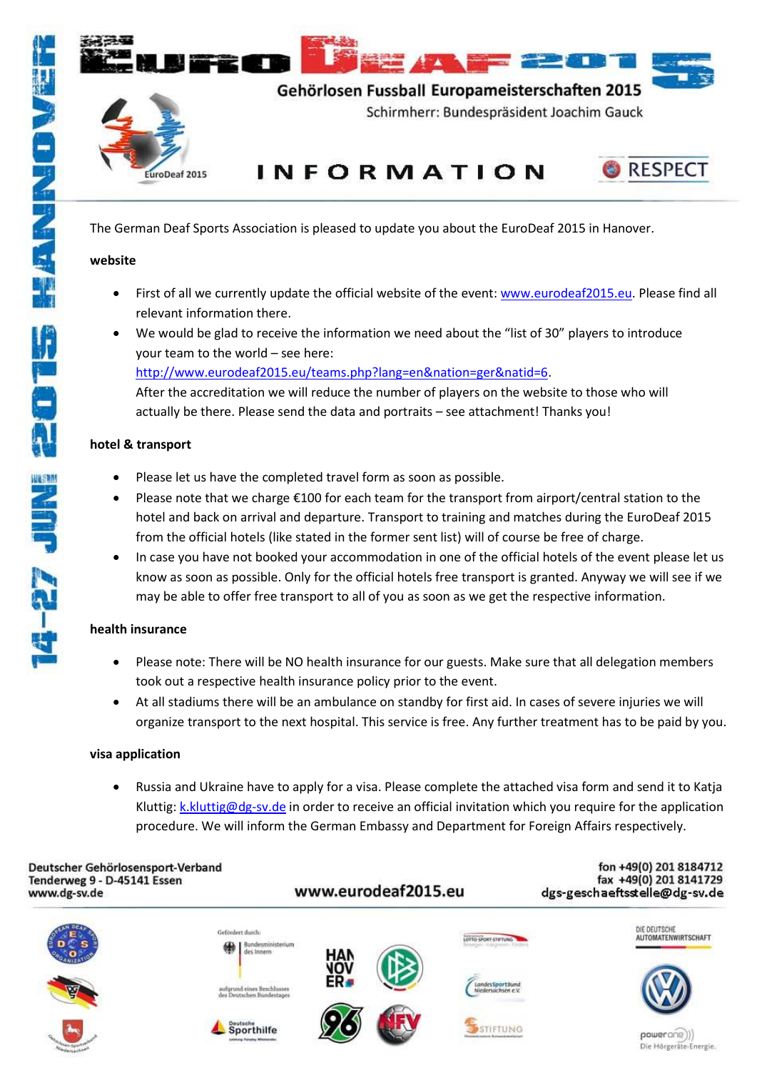# EURO DEAF 2015

**Gehörlosen Fussball Europameisterschaften 2015**

Schirmherr: Bundespräsident Joachim Gauck

EuroDeaf 2015

# INFORMATION

RESPECT

14-27 JUNI 2015 HANNOVER

The German Deaf Sports Association is pleased to update you about the EuroDeaf 2015 in Hanover.

**website**

- First of all we currently update the official website of the event: www.eurodeaf2015.eu. Please find all relevant information there.
- We would be glad to receive the information we need about the "list of 30" players to introduce your team to the world – see here: http://www.eurodeaf2015.eu/teams.php?lang=en&nation=ger&natid=6. After the accreditation we will reduce the number of players on the website to those who will actually be there. Please send the data and portraits – see attachment! Thanks you!

**hotel & transport**

- Please let us have the completed travel form as soon as possible.
- Please note that we charge €100 for each team for the transport from airport/central station to the hotel and back on arrival and departure. Transport to training and matches during the EuroDeaf 2015 from the official hotels (like stated in the former sent list) will of course be free of charge.
- In case you have not booked your accommodation in one of the official hotels of the event please let us know as soon as possible. Only for the official hotels free transport is granted. Anyway we will see if we may be able to offer free transport to all of you as soon as we get the respective information.

**health insurance**

- Please note: There will be NO health insurance for our guests. Make sure that all delegation members took out a respective health insurance policy prior to the event.
- At all stadiums there will be an ambulance on standby for first aid. In cases of severe injuries we will organize transport to the next hospital. This service is free. Any further treatment has to be paid by you.

**visa application**

- Russia and Ukraine have to apply for a visa. Please complete the attached visa form and send it to Katja Kluttig: k.kluttig@dg-sv.de in order to receive an official invitation which you require for the application procedure. We will inform the German Embassy and Department for Foreign Affairs respectively.

Deutscher Gehörlosensport-Verband
Tenderweg 9 - D-45141 Essen
www.dg-sv.de

www.eurodeaf2015.eu

fon +49(0) 201 8184712
fax +49(0) 201 8141729
dgs-geschaeftsstelle@dg-sv.de

Gefördert durch: Bundesministerium des Innern aufgrund eines Beschlusses des Deutschen Bundestages

Deutsche Sporthilfe

DIE DEUTSCHE AUTOMATENWIRTSCHAFT

power one — Die Hörgeräte-Energie.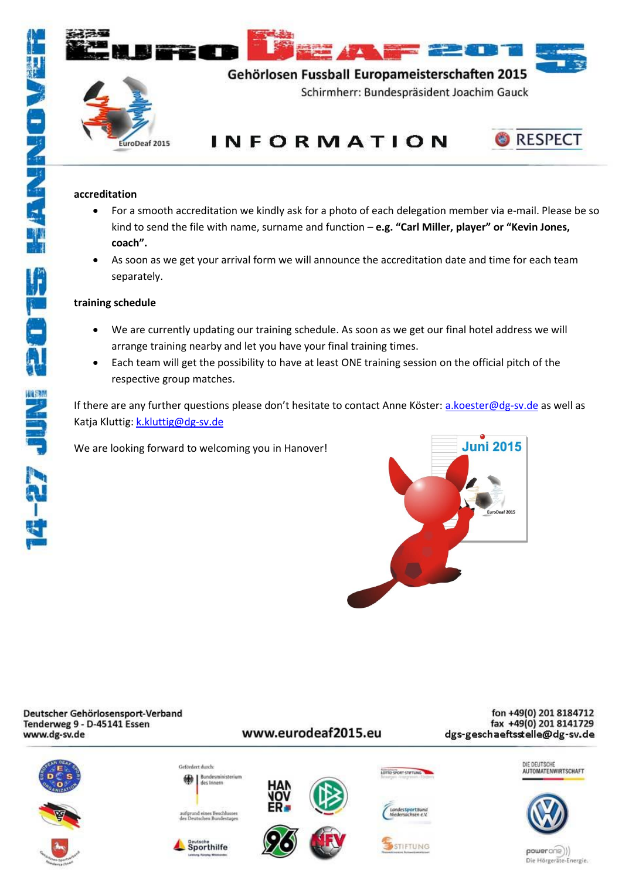# EuroDeaf 2015

Gehörlosen Fussball Europameisterschaften 2015

Schirmherr: Bundespräsident Joachim Gauck

## INFORMATION

**accreditation**

- For a smooth accreditation we kindly ask for a photo of each delegation member via e-mail. Please be so kind to send the file with name, surname and function – **e.g. "Carl Miller, player" or "Kevin Jones, coach".**
- As soon as we get your arrival form we will announce the accreditation date and time for each team separately.

**training schedule**

- We are currently updating our training schedule. As soon as we get our final hotel address we will arrange training nearby and let you have your final training times.
- Each team will get the possibility to have at least ONE training session on the official pitch of the respective group matches.

If there are any further questions please don't hesitate to contact Anne Köster: a.koester@dg-sv.de as well as Katja Kluttig: k.kluttig@dg-sv.de

We are looking forward to welcoming you in Hanover!

Deutscher Gehörlosensport-Verband
Tenderweg 9 - D-45141 Essen
www.dg-sv.de

www.eurodeaf2015.eu

fon +49(0) 201 8184712
fax +49(0) 201 8141729
dgs-geschaeftsstelle@dg-sv.de